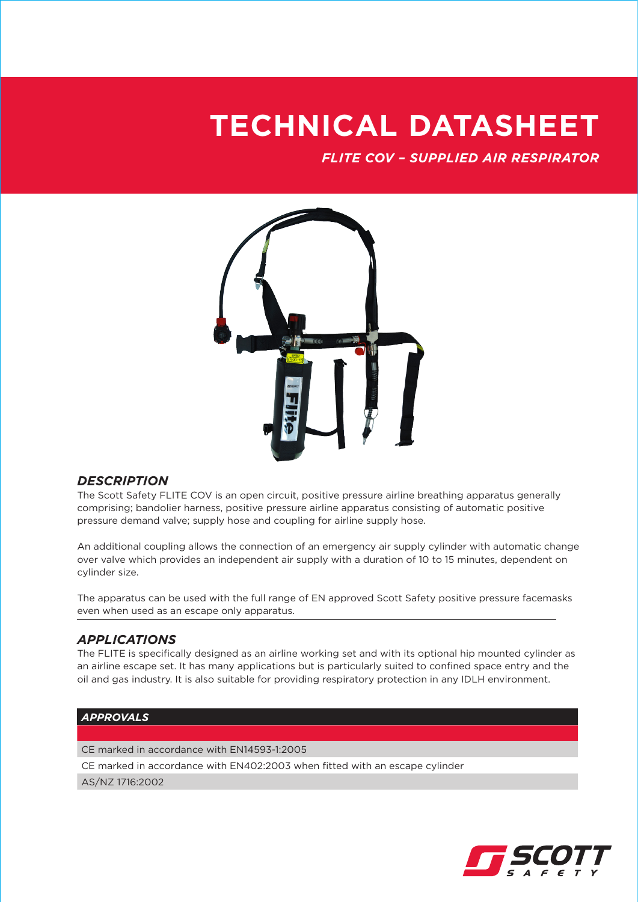# TECHNICAL DATASHEET

***FLITE COV – SUPPLIED AIR RESPIRATOR***

## *DESCRIPTION*

The Scott Safety FLITE COV is an open circuit, positive pressure airline breathing apparatus generally comprising; bandolier harness, positive pressure airline apparatus consisting of automatic positive pressure demand valve; supply hose and coupling for airline supply hose.

An additional coupling allows the connection of an emergency air supply cylinder with automatic change over valve which provides an independent air supply with a duration of 10 to 15 minutes, dependent on cylinder size.

The apparatus can be used with the full range of EN approved Scott Safety positive pressure facemasks even when used as an escape only apparatus.

## *APPLICATIONS*

The FLITE is specifically designed as an airline working set and with its optional hip mounted cylinder as an airline escape set. It has many applications but is particularly suited to confined space entry and the oil and gas industry. It is also suitable for providing respiratory protection in any IDLH environment.

| *APPROVALS* |
| --- |
| CE marked in accordance with EN14593-1:2005 |
| CE marked in accordance with EN402:2003 when fitted with an escape cylinder |
| AS/NZ 1716:2002 |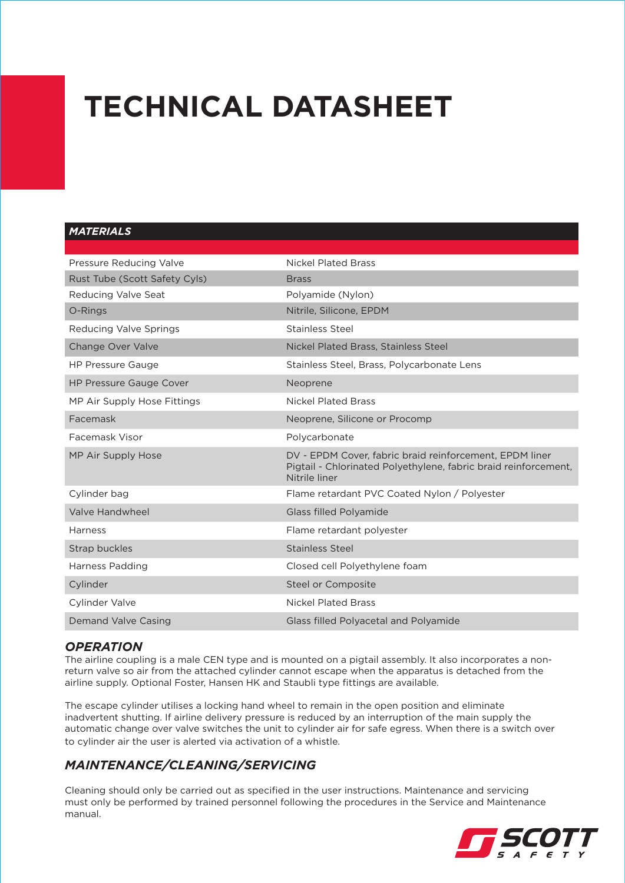# TECHNICAL DATASHEET

## MATERIALS

| Component | Material |
|---|---|
| Pressure Reducing Valve | Nickel Plated Brass |
| Rust Tube (Scott Safety Cyls) | Brass |
| Reducing Valve Seat | Polyamide (Nylon) |
| O-Rings | Nitrile, Silicone, EPDM |
| Reducing Valve Springs | Stainless Steel |
| Change Over Valve | Nickel Plated Brass, Stainless Steel |
| HP Pressure Gauge | Stainless Steel, Brass, Polycarbonate Lens |
| HP Pressure Gauge Cover | Neoprene |
| MP Air Supply Hose Fittings | Nickel Plated Brass |
| Facemask | Neoprene, Silicone or Procomp |
| Facemask Visor | Polycarbonate |
| MP Air Supply Hose | DV - EPDM Cover, fabric braid reinforcement, EPDM liner Pigtail - Chlorinated Polyethylene, fabric braid reinforcement, Nitrile liner |
| Cylinder bag | Flame retardant PVC Coated Nylon / Polyester |
| Valve Handwheel | Glass filled Polyamide |
| Harness | Flame retardant polyester |
| Strap buckles | Stainless Steel |
| Harness Padding | Closed cell Polyethylene foam |
| Cylinder | Steel or Composite |
| Cylinder Valve | Nickel Plated Brass |
| Demand Valve Casing | Glass filled Polyacetal and Polyamide |

## *OPERATION*

The airline coupling is a male CEN type and is mounted on a pigtail assembly. It also incorporates a non-return valve so air from the attached cylinder cannot escape when the apparatus is detached from the airline supply. Optional Foster, Hansen HK and Staubli type fittings are available.

The escape cylinder utilises a locking hand wheel to remain in the open position and eliminate inadvertent shutting. If airline delivery pressure is reduced by an interruption of the main supply the automatic change over valve switches the unit to cylinder air for safe egress. When there is a switch over to cylinder air the user is alerted via activation of a whistle.

## *MAINTENANCE/CLEANING/SERVICING*

Cleaning should only be carried out as specified in the user instructions. Maintenance and servicing must only be performed by trained personnel following the procedures in the Service and Maintenance manual.

SCOTT SAFETY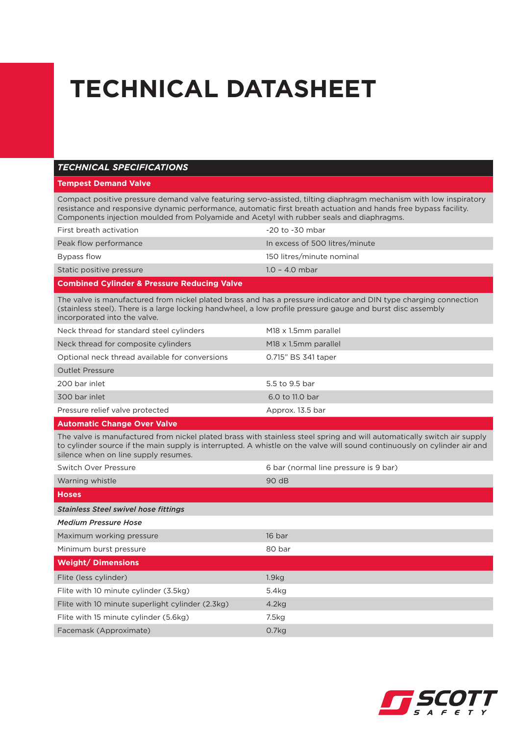# TECHNICAL DATASHEET

| TECHNICAL SPECIFICATIONS | |
|---|---|
| **Tempest Demand Valve** | |
| Compact positive pressure demand valve featuring servo-assisted, tilting diaphragm mechanism with low inspiratory resistance and responsive dynamic performance, automatic first breath actuation and hands free bypass facility. Components injection moulded from Polyamide and Acetyl with rubber seals and diaphragms. | |
| First breath activation | -20 to -30 mbar |
| Peak flow performance | In excess of 500 litres/minute |
| Bypass flow | 150 litres/minute nominal |
| Static positive pressure | 1.0 – 4.0 mbar |
| **Combined Cylinder & Pressure Reducing Valve** | |
| The valve is manufactured from nickel plated brass and has a pressure indicator and DIN type charging connection (stainless steel). There is a large locking handwheel, a low profile pressure gauge and burst disc assembly incorporated into the valve. | |
| Neck thread for standard steel cylinders | M18 x 1.5mm parallel |
| Neck thread for composite cylinders | M18 x 1.5mm parallel |
| Optional neck thread available for conversions | 0.715" BS 341 taper |
| Outlet Pressure | |
| 200 bar inlet | 5.5 to 9.5 bar |
| 300 bar inlet | 6.0 to 11.0 bar |
| Pressure relief valve protected | Approx. 13.5 bar |
| **Automatic Change Over Valve** | |
| The valve is manufactured from nickel plated brass with stainless steel spring and will automatically switch air supply to cylinder source if the main supply is interrupted. A whistle on the valve will sound continuously on cylinder air and silence when on line supply resumes. | |
| Switch Over Pressure | 6 bar (normal line pressure is 9 bar) |
| Warning whistle | 90 dB |
| **Hoses** | |
| ***Stainless Steel swivel hose fittings*** | |
| ***Medium Pressure Hose*** | |
| Maximum working pressure | 16 bar |
| Minimum burst pressure | 80 bar |
| **Weight/ Dimensions** | |
| Flite (less cylinder) | 1.9kg |
| Flite with 10 minute cylinder (3.5kg) | 5.4kg |
| Flite with 10 minute superlight cylinder (2.3kg) | 4.2kg |
| Flite with 15 minute cylinder (5.6kg) | 7.5kg |
| Facemask (Approximate) | 0.7kg |

SCOTT SAFETY